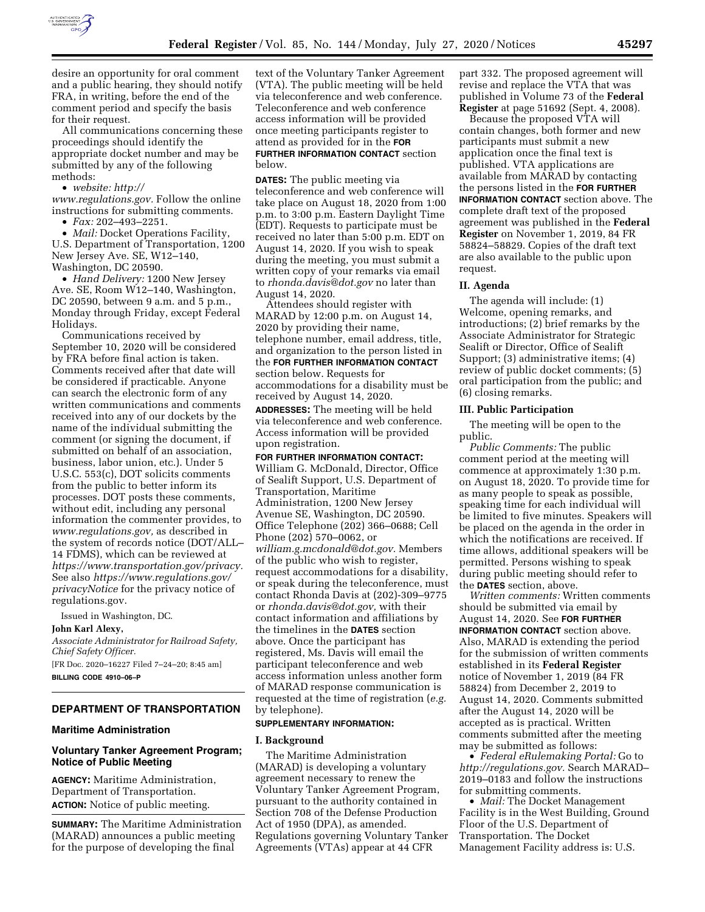desire an opportunity for oral comment and a public hearing, they should notify FRA, in writing, before the end of the comment period and specify the basis for their request.

All communications concerning these proceedings should identify the appropriate docket number and may be submitted by any of the following methods:

- *website: http://www.regulations.gov*. Follow the online instructions for submitting comments.
- *Fax:* 202–493–2251.
- *Mail:* Docket Operations Facility, U.S. Department of Transportation, 1200 New Jersey Ave. SE, W12–140, Washington, DC 20590.
- *Hand Delivery:* 1200 New Jersey Ave. SE, Room W12–140, Washington, DC 20590, between 9 a.m. and 5 p.m., Monday through Friday, except Federal Holidays.

Communications received by September 10, 2020 will be considered by FRA before final action is taken. Comments received after that date will be considered if practicable. Anyone can search the electronic form of any written communications and comments received into any of our dockets by the name of the individual submitting the comment (or signing the document, if submitted on behalf of an association, business, labor union, etc.). Under 5 U.S.C. 553(c), DOT solicits comments from the public to better inform its processes. DOT posts these comments, without edit, including any personal information the commenter provides, to *www.regulations.gov,* as described in the system of records notice (DOT/ALL–14 FDMS), which can be reviewed at *https://www.transportation.gov/privacy.* See also *https://www.regulations.gov/privacyNotice* for the privacy notice of regulations.gov.

Issued in Washington, DC.

**John Karl Alexy,**

*Associate Administrator for Railroad Safety, Chief Safety Officer.*

[FR Doc. 2020–16227 Filed 7–24–20; 8:45 am]

**BILLING CODE 4910–06–P**

## DEPARTMENT OF TRANSPORTATION

### Maritime Administration

### Voluntary Tanker Agreement Program; Notice of Public Meeting

**AGENCY:** Maritime Administration, Department of Transportation.

**ACTION:** Notice of public meeting.

**SUMMARY:** The Maritime Administration (MARAD) announces a public meeting for the purpose of developing the final text of the Voluntary Tanker Agreement (VTA). The public meeting will be held via teleconference and web conference. Teleconference and web conference access information will be provided once meeting participants register to attend as provided for in the **FOR FURTHER INFORMATION CONTACT** section below.

**DATES:** The public meeting via teleconference and web conference will take place on August 18, 2020 from 1:00 p.m. to 3:00 p.m. Eastern Daylight Time (EDT). Requests to participate must be received no later than 5:00 p.m. EDT on August 14, 2020. If you wish to speak during the meeting, you must submit a written copy of your remarks via email to *rhonda.davis@dot.gov* no later than August 14, 2020.

Attendees should register with MARAD by 12:00 p.m. on August 14, 2020 by providing their name, telephone number, email address, title, and organization to the person listed in the **FOR FURTHER INFORMATION CONTACT** section below. Requests for accommodations for a disability must be received by August 14, 2020.

**ADDRESSES:** The meeting will be held via teleconference and web conference. Access information will be provided upon registration.

**FOR FURTHER INFORMATION CONTACT:** William G. McDonald, Director, Office of Sealift Support, U.S. Department of Transportation, Maritime Administration, 1200 New Jersey Avenue SE, Washington, DC 20590. Office Telephone (202) 366–0688; Cell Phone (202) 570–0062, or *william.g.mcdonald@dot.gov*. Members of the public who wish to register, request accommodations for a disability, or speak during the teleconference, must contact Rhonda Davis at (202)-309–9775 or *rhonda.davis@dot.gov,* with their contact information and affiliations by the timelines in the **DATES** section above. Once the participant has registered, Ms. Davis will email the participant teleconference and web access information unless another form of MARAD response communication is requested at the time of registration (*e.g.* by telephone).

**SUPPLEMENTARY INFORMATION:**

#### I. Background

The Maritime Administration (MARAD) is developing a voluntary agreement necessary to renew the Voluntary Tanker Agreement Program, pursuant to the authority contained in Section 708 of the Defense Production Act of 1950 (DPA), as amended. Regulations governing Voluntary Tanker Agreements (VTAs) appear at 44 CFR part 332. The proposed agreement will revise and replace the VTA that was published in Volume 73 of the **Federal Register** at page 51692 (Sept. 4, 2008).

Because the proposed VTA will contain changes, both former and new participants must submit a new application once the final text is published. VTA applications are available from MARAD by contacting the persons listed in the **FOR FURTHER INFORMATION CONTACT** section above. The complete draft text of the proposed agreement was published in the **Federal Register** on November 1, 2019, 84 FR 58824–58829. Copies of the draft text are also available to the public upon request.

#### II. Agenda

The agenda will include: (1) Welcome, opening remarks, and introductions; (2) brief remarks by the Associate Administrator for Strategic Sealift or Director, Office of Sealift Support; (3) administrative items; (4) review of public docket comments; (5) oral participation from the public; and (6) closing remarks.

#### III. Public Participation

The meeting will be open to the public.

*Public Comments:* The public comment period at the meeting will commence at approximately 1:30 p.m. on August 18, 2020. To provide time for as many people to speak as possible, speaking time for each individual will be limited to five minutes. Speakers will be placed on the agenda in the order in which the notifications are received. If time allows, additional speakers will be permitted. Persons wishing to speak during public meeting should refer to the **DATES** section, above.

*Written comments:* Written comments should be submitted via email by August 14, 2020. See **FOR FURTHER INFORMATION CONTACT** section above. Also, MARAD is extending the period for the submission of written comments established in its **Federal Register** notice of November 1, 2019 (84 FR 58824) from December 2, 2019 to August 14, 2020. Comments submitted after the August 14, 2020 will be accepted as is practical. Written comments submitted after the meeting may be submitted as follows:

- *Federal eRulemaking Portal:* Go to *http://regulations.gov.* Search MARAD–2019–0183 and follow the instructions for submitting comments.
- *Mail:* The Docket Management Facility is in the West Building, Ground Floor of the U.S. Department of Transportation. The Docket Management Facility address is: U.S.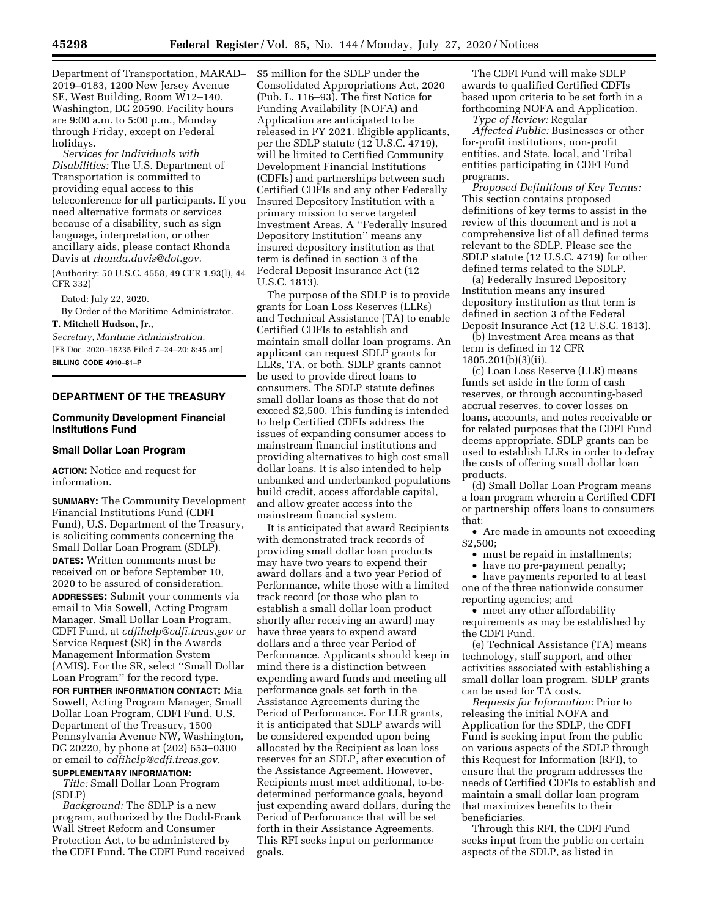Department of Transportation, MARAD–2019–0183, 1200 New Jersey Avenue SE, West Building, Room W12–140, Washington, DC 20590. Facility hours are 9:00 a.m. to 5:00 p.m., Monday through Friday, except on Federal holidays.

*Services for Individuals with Disabilities:* The U.S. Department of Transportation is committed to providing equal access to this teleconference for all participants. If you need alternative formats or services because of a disability, such as sign language, interpretation, or other ancillary aids, please contact Rhonda Davis at *rhonda.davis@dot.gov*.

(Authority: 50 U.S.C. 4558, 49 CFR 1.93(l), 44 CFR 332)

Dated: July 22, 2020.

By Order of the Maritime Administrator.

**T. Mitchell Hudson, Jr.,**

*Secretary, Maritime Administration.*

[FR Doc. 2020–16235 Filed 7–24–20; 8:45 am]

**BILLING CODE 4910–81–P**

## DEPARTMENT OF THE TREASURY

### Community Development Financial Institutions Fund

### Small Dollar Loan Program

**ACTION:** Notice and request for information.

**SUMMARY:** The Community Development Financial Institutions Fund (CDFI Fund), U.S. Department of the Treasury, is soliciting comments concerning the Small Dollar Loan Program (SDLP).

**DATES:** Written comments must be received on or before September 10, 2020 to be assured of consideration.

**ADDRESSES:** Submit your comments via email to Mia Sowell, Acting Program Manager, Small Dollar Loan Program, CDFI Fund, at *cdfihelp@cdfi.treas.gov* or Service Request (SR) in the Awards Management Information System (AMIS). For the SR, select ''Small Dollar Loan Program'' for the record type.

**FOR FURTHER INFORMATION CONTACT:** Mia Sowell, Acting Program Manager, Small Dollar Loan Program, CDFI Fund, U.S. Department of the Treasury, 1500 Pennsylvania Avenue NW, Washington, DC 20220, by phone at (202) 653–0300 or email to *cdfihelp@cdfi.treas.gov.*

**SUPPLEMENTARY INFORMATION:**

*Title:* Small Dollar Loan Program (SDLP)

*Background:* The SDLP is a new program, authorized by the Dodd-Frank Wall Street Reform and Consumer Protection Act, to be administered by the CDFI Fund. The CDFI Fund received $5 million for the SDLP under the Consolidated Appropriations Act, 2020 (Pub. L. 116–93). The first Notice for Funding Availability (NOFA) and Application are anticipated to be released in FY 2021. Eligible applicants, per the SDLP statute (12 U.S.C. 4719), will be limited to Certified Community Development Financial Institutions (CDFIs) and partnerships between such Certified CDFIs and any other Federally Insured Depository Institution with a primary mission to serve targeted Investment Areas. A ''Federally Insured Depository Institution'' means any insured depository institution as that term is defined in section 3 of the Federal Deposit Insurance Act (12 U.S.C. 1813).

The purpose of the SDLP is to provide grants for Loan Loss Reserves (LLRs) and Technical Assistance (TA) to enable Certified CDFIs to establish and maintain small dollar loan programs. An applicant can request SDLP grants for LLRs, TA, or both. SDLP grants cannot be used to provide direct loans to consumers. The SDLP statute defines small dollar loans as those that do not exceed $2,500. This funding is intended to help Certified CDFIs address the issues of expanding consumer access to mainstream financial institutions and providing alternatives to high cost small dollar loans. It is also intended to help unbanked and underbanked populations build credit, access affordable capital, and allow greater access into the mainstream financial system.

It is anticipated that award Recipients with demonstrated track records of providing small dollar loan products may have two years to expend their award dollars and a two year Period of Performance, while those with a limited track record (or those who plan to establish a small dollar loan product shortly after receiving an award) may have three years to expend award dollars and a three year Period of Performance. Applicants should keep in mind there is a distinction between expending award funds and meeting all performance goals set forth in the Assistance Agreements during the Period of Performance. For LLR grants, it is anticipated that SDLP awards will be considered expended upon being allocated by the Recipient as loan loss reserves for an SDLP, after execution of the Assistance Agreement. However, Recipients must meet additional, to-be-determined performance goals, beyond just expending award dollars, during the Period of Performance that will be set forth in their Assistance Agreements. This RFI seeks input on performance goals.

The CDFI Fund will make SDLP awards to qualified Certified CDFIs based upon criteria to be set forth in a forthcoming NOFA and Application.

*Type of Review:* Regular

*Affected Public:* Businesses or other for-profit institutions, non-profit entities, and State, local, and Tribal entities participating in CDFI Fund programs.

*Proposed Definitions of Key Terms:* This section contains proposed definitions of key terms to assist in the review of this document and is not a comprehensive list of all defined terms relevant to the SDLP. Please see the SDLP statute (12 U.S.C. 4719) for other defined terms related to the SDLP.

(a) Federally Insured Depository Institution means any insured depository institution as that term is defined in section 3 of the Federal Deposit Insurance Act (12 U.S.C. 1813).

(b) Investment Area means as that term is defined in 12 CFR 1805.201(b)(3)(ii).

(c) Loan Loss Reserve (LLR) means funds set aside in the form of cash reserves, or through accounting-based accrual reserves, to cover losses on loans, accounts, and notes receivable or for related purposes that the CDFI Fund deems appropriate. SDLP grants can be used to establish LLRs in order to defray the costs of offering small dollar loan products.

(d) Small Dollar Loan Program means a loan program wherein a Certified CDFI or partnership offers loans to consumers that:

- Are made in amounts not exceeding $2,500;
- must be repaid in installments;
- have no pre-payment penalty;
- have payments reported to at least one of the three nationwide consumer reporting agencies; and
- meet any other affordability requirements as may be established by the CDFI Fund.

(e) Technical Assistance (TA) means technology, staff support, and other activities associated with establishing a small dollar loan program. SDLP grants can be used for TA costs.

*Requests for Information:* Prior to releasing the initial NOFA and Application for the SDLP, the CDFI Fund is seeking input from the public on various aspects of the SDLP through this Request for Information (RFI), to ensure that the program addresses the needs of Certified CDFIs to establish and maintain a small dollar loan program that maximizes benefits to their beneficiaries.

Through this RFI, the CDFI Fund seeks input from the public on certain aspects of the SDLP, as listed in